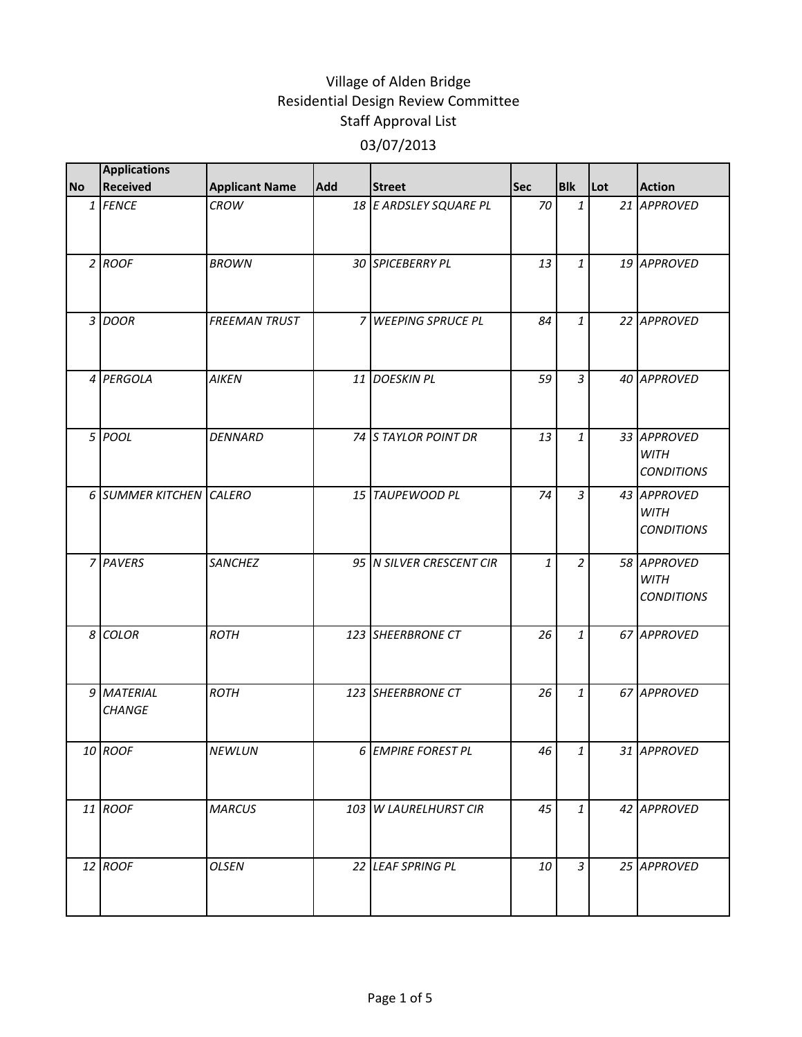# Village of Alden Bridge
## Residential Design Review Committee
## Staff Approval List
## 03/07/2013

| No | Applications Received | Applicant Name | Add | Street | Sec | Blk | Lot | Action |
|---|---|---|---|---|---|---|---|---|
| 1 | *FENCE* | *CROW* | 18 | *E ARDSLEY SQUARE PL* | 70 | 1 | 21 | *APPROVED* |
| 2 | *ROOF* | *BROWN* | 30 | *SPICEBERRY PL* | 13 | 1 | 19 | *APPROVED* |
| 3 | *DOOR* | *FREEMAN TRUST* | 7 | *WEEPING SPRUCE PL* | 84 | 1 | 22 | *APPROVED* |
| 4 | *PERGOLA* | *AIKEN* | 11 | *DOESKIN PL* | 59 | 3 | 40 | *APPROVED* |
| 5 | *POOL* | *DENNARD* | 74 | *S TAYLOR POINT DR* | 13 | 1 | 33 | *APPROVED WITH CONDITIONS* |
| 6 | *SUMMER KITCHEN* | *CALERO* | 15 | *TAUPEWOOD PL* | 74 | 3 | 43 | *APPROVED WITH CONDITIONS* |
| 7 | *PAVERS* | *SANCHEZ* | 95 | *N SILVER CRESCENT CIR* | 1 | 2 | 58 | *APPROVED WITH CONDITIONS* |
| 8 | *COLOR* | *ROTH* | 123 | *SHEERBRONE CT* | 26 | 1 | 67 | *APPROVED* |
| 9 | *MATERIAL CHANGE* | *ROTH* | 123 | *SHEERBRONE CT* | 26 | 1 | 67 | *APPROVED* |
| 10 | *ROOF* | *NEWLUN* | 6 | *EMPIRE FOREST PL* | 46 | 1 | 31 | *APPROVED* |
| 11 | *ROOF* | *MARCUS* | 103 | *W LAURELHURST CIR* | 45 | 1 | 42 | *APPROVED* |
| 12 | *ROOF* | *OLSEN* | 22 | *LEAF SPRING PL* | 10 | 3 | 25 | *APPROVED* |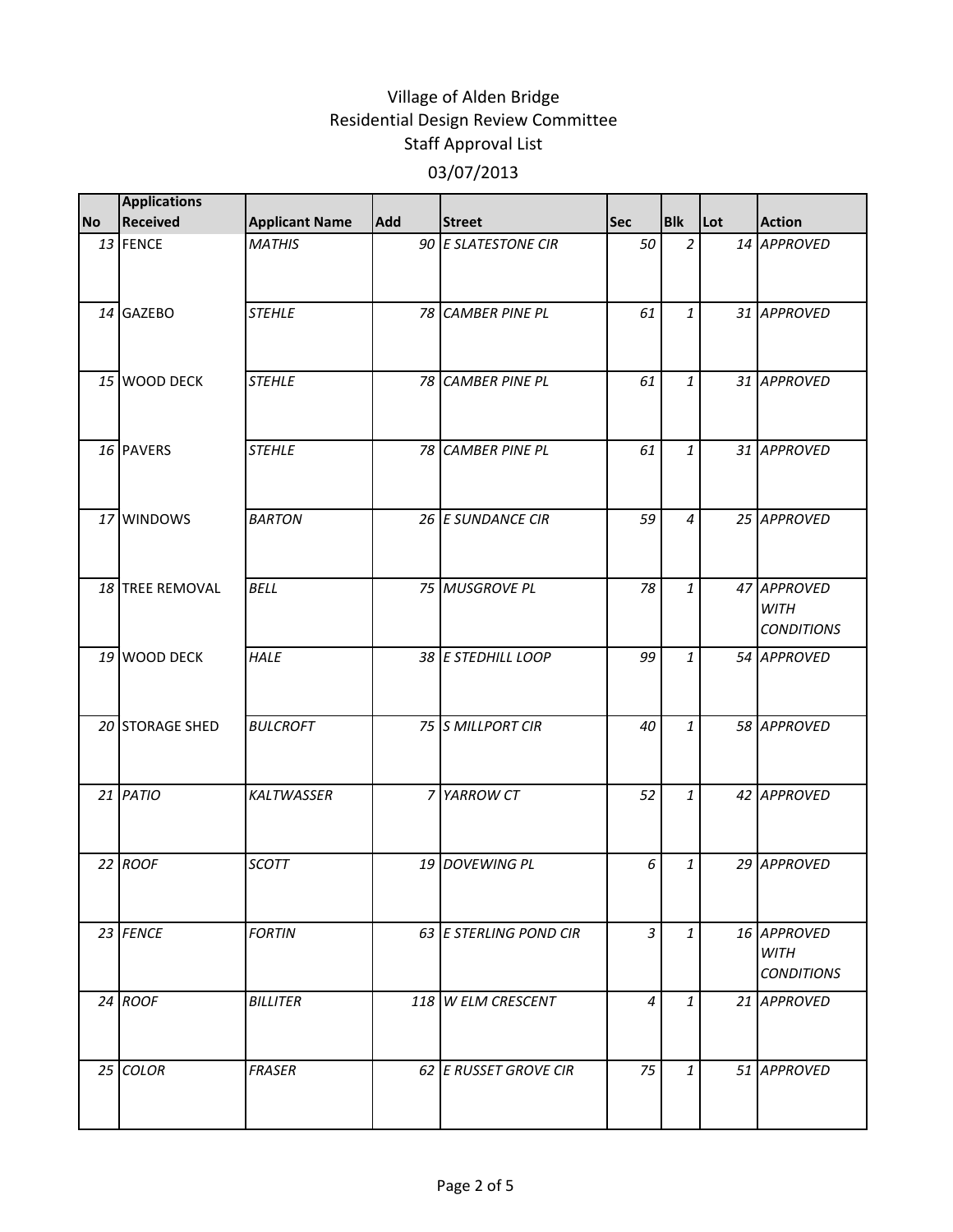# Village of Alden Bridge
## Residential Design Review Committee
## Staff Approval List
## 03/07/2013

| No | Applications Received | Applicant Name | Add | Street | Sec | Blk | Lot | Action |
|---|---|---|---|---|---|---|---|---|
| 13 | FENCE | *MATHIS* | 90 | *E SLATESTONE CIR* | 50 | 2 | 14 | *APPROVED* |
| 14 | GAZEBO | *STEHLE* | 78 | *CAMBER PINE PL* | 61 | 1 | 31 | *APPROVED* |
| 15 | WOOD DECK | *STEHLE* | 78 | *CAMBER PINE PL* | 61 | 1 | 31 | *APPROVED* |
| 16 | PAVERS | *STEHLE* | 78 | *CAMBER PINE PL* | 61 | 1 | 31 | *APPROVED* |
| 17 | WINDOWS | *BARTON* | 26 | *E SUNDANCE CIR* | 59 | 4 | 25 | *APPROVED* |
| 18 | TREE REMOVAL | *BELL* | 75 | *MUSGROVE PL* | 78 | 1 | 47 | *APPROVED WITH CONDITIONS* |
| 19 | WOOD DECK | *HALE* | 38 | *E STEDHILL LOOP* | 99 | 1 | 54 | *APPROVED* |
| 20 | STORAGE SHED | *BULCROFT* | 75 | *S MILLPORT CIR* | 40 | 1 | 58 | *APPROVED* |
| 21 | *PATIO* | *KALTWASSER* | 7 | *YARROW CT* | 52 | 1 | 42 | *APPROVED* |
| 22 | *ROOF* | *SCOTT* | 19 | *DOVEWING PL* | 6 | 1 | 29 | *APPROVED* |
| 23 | *FENCE* | *FORTIN* | 63 | *E STERLING POND CIR* | 3 | 1 | 16 | *APPROVED WITH CONDITIONS* |
| 24 | *ROOF* | *BILLITER* | 118 | *W ELM CRESCENT* | 4 | 1 | 21 | *APPROVED* |
| 25 | *COLOR* | *FRASER* | 62 | *E RUSSET GROVE CIR* | 75 | 1 | 51 | *APPROVED* |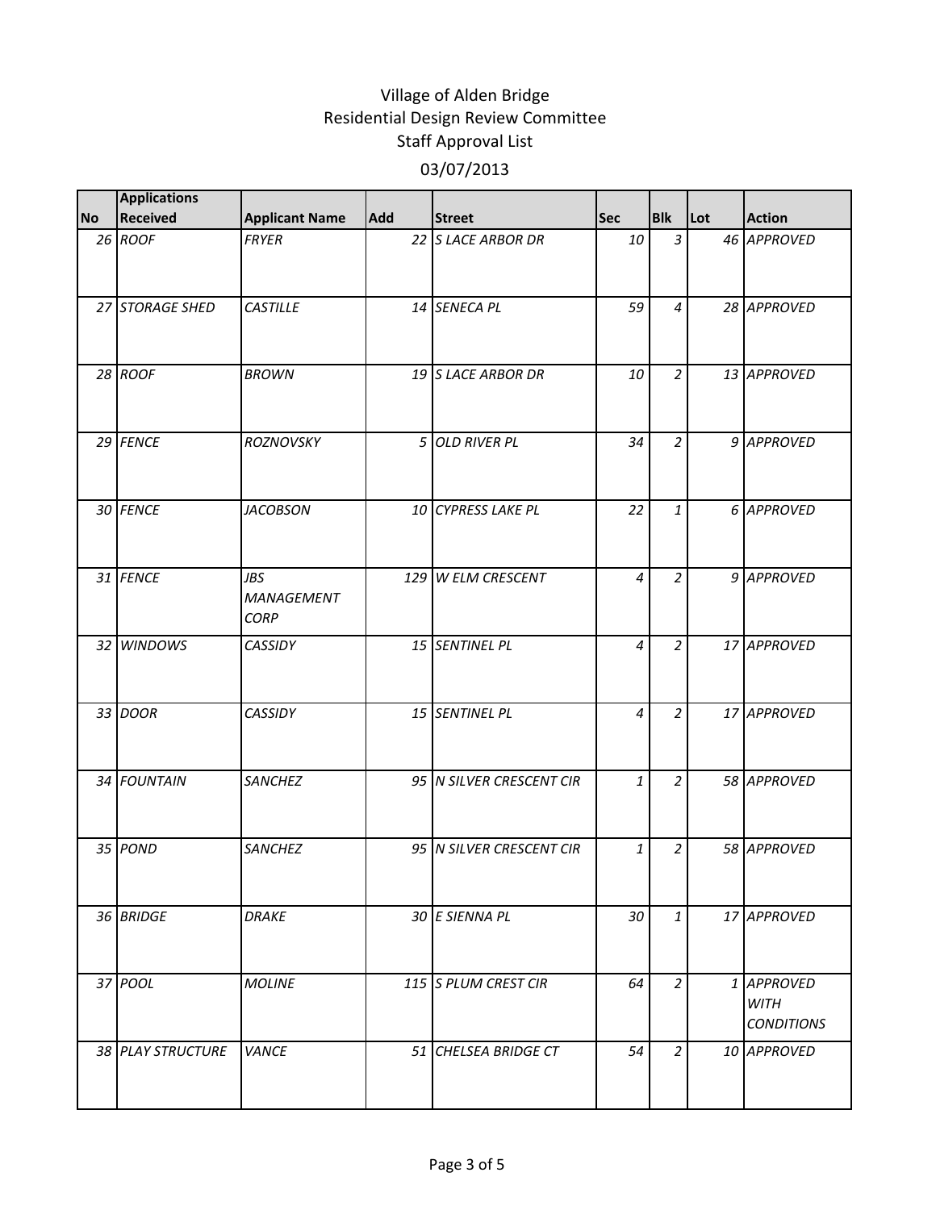# Village of Alden Bridge
## Residential Design Review Committee
## Staff Approval List
## 03/07/2013

| No | Applications Received | Applicant Name | Add | Street | Sec | Blk | Lot | Action |
|---|---|---|---|---|---|---|---|---|
| 26 | *ROOF* | *FRYER* | 22 | *S LACE ARBOR DR* | 10 | 3 | 46 | *APPROVED* |
| 27 | *STORAGE SHED* | *CASTILLE* | 14 | *SENECA PL* | 59 | 4 | 28 | *APPROVED* |
| 28 | *ROOF* | *BROWN* | 19 | *S LACE ARBOR DR* | 10 | 2 | 13 | *APPROVED* |
| 29 | *FENCE* | *ROZNOVSKY* | 5 | *OLD RIVER PL* | 34 | 2 | 9 | *APPROVED* |
| 30 | *FENCE* | *JACOBSON* | 10 | *CYPRESS LAKE PL* | 22 | 1 | 6 | *APPROVED* |
| 31 | *FENCE* | *JBS MANAGEMENT CORP* | 129 | *W ELM CRESCENT* | 4 | 2 | 9 | *APPROVED* |
| 32 | *WINDOWS* | *CASSIDY* | 15 | *SENTINEL PL* | 4 | 2 | 17 | *APPROVED* |
| 33 | *DOOR* | *CASSIDY* | 15 | *SENTINEL PL* | 4 | 2 | 17 | *APPROVED* |
| 34 | *FOUNTAIN* | *SANCHEZ* | 95 | *N SILVER CRESCENT CIR* | 1 | 2 | 58 | *APPROVED* |
| 35 | *POND* | *SANCHEZ* | 95 | *N SILVER CRESCENT CIR* | 1 | 2 | 58 | *APPROVED* |
| 36 | *BRIDGE* | *DRAKE* | 30 | *E SIENNA PL* | 30 | 1 | 17 | *APPROVED* |
| 37 | *POOL* | *MOLINE* | 115 | *S PLUM CREST CIR* | 64 | 2 | 1 | *APPROVED WITH CONDITIONS* |
| 38 | *PLAY STRUCTURE* | *VANCE* | 51 | *CHELSEA BRIDGE CT* | 54 | 2 | 10 | *APPROVED* |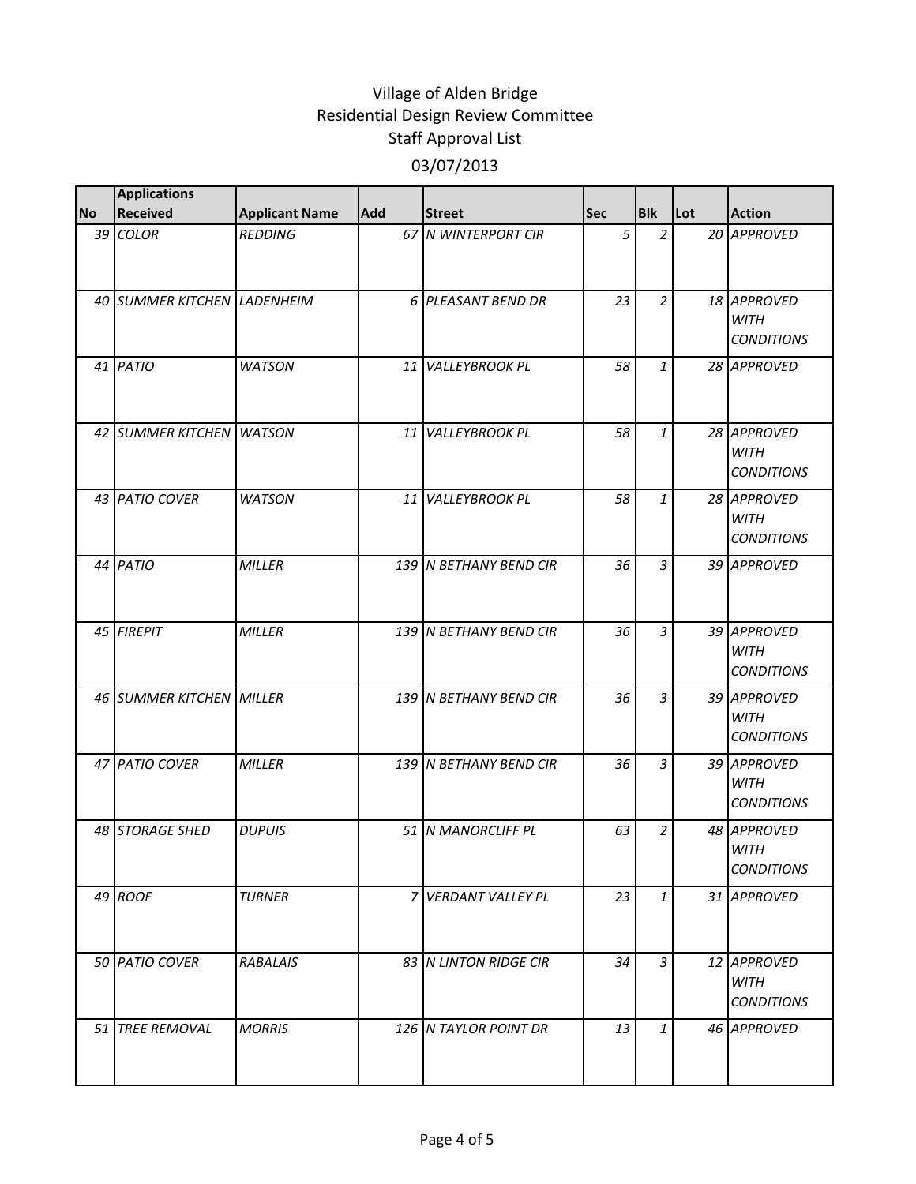# Village of Alden Bridge
## Residential Design Review Committee
### Staff Approval List
### 03/07/2013

| No | Applications Received | Applicant Name | Add | Street | Sec | Blk | Lot | Action |
|---|---|---|---|---|---|---|---|---|
| 39 | COLOR | REDDING | 67 | N WINTERPORT CIR | 5 | 2 | 20 | APPROVED |
| 40 | SUMMER KITCHEN | LADENHEIM | 6 | PLEASANT BEND DR | 23 | 2 | 18 | APPROVED WITH CONDITIONS |
| 41 | PATIO | WATSON | 11 | VALLEYBROOK PL | 58 | 1 | 28 | APPROVED |
| 42 | SUMMER KITCHEN | WATSON | 11 | VALLEYBROOK PL | 58 | 1 | 28 | APPROVED WITH CONDITIONS |
| 43 | PATIO COVER | WATSON | 11 | VALLEYBROOK PL | 58 | 1 | 28 | APPROVED WITH CONDITIONS |
| 44 | PATIO | MILLER | 139 | N BETHANY BEND CIR | 36 | 3 | 39 | APPROVED |
| 45 | FIREPIT | MILLER | 139 | N BETHANY BEND CIR | 36 | 3 | 39 | APPROVED WITH CONDITIONS |
| 46 | SUMMER KITCHEN | MILLER | 139 | N BETHANY BEND CIR | 36 | 3 | 39 | APPROVED WITH CONDITIONS |
| 47 | PATIO COVER | MILLER | 139 | N BETHANY BEND CIR | 36 | 3 | 39 | APPROVED WITH CONDITIONS |
| 48 | STORAGE SHED | DUPUIS | 51 | N MANORCLIFF PL | 63 | 2 | 48 | APPROVED WITH CONDITIONS |
| 49 | ROOF | TURNER | 7 | VERDANT VALLEY PL | 23 | 1 | 31 | APPROVED |
| 50 | PATIO COVER | RABALAIS | 83 | N LINTON RIDGE CIR | 34 | 3 | 12 | APPROVED WITH CONDITIONS |
| 51 | TREE REMOVAL | MORRIS | 126 | N TAYLOR POINT DR | 13 | 1 | 46 | APPROVED |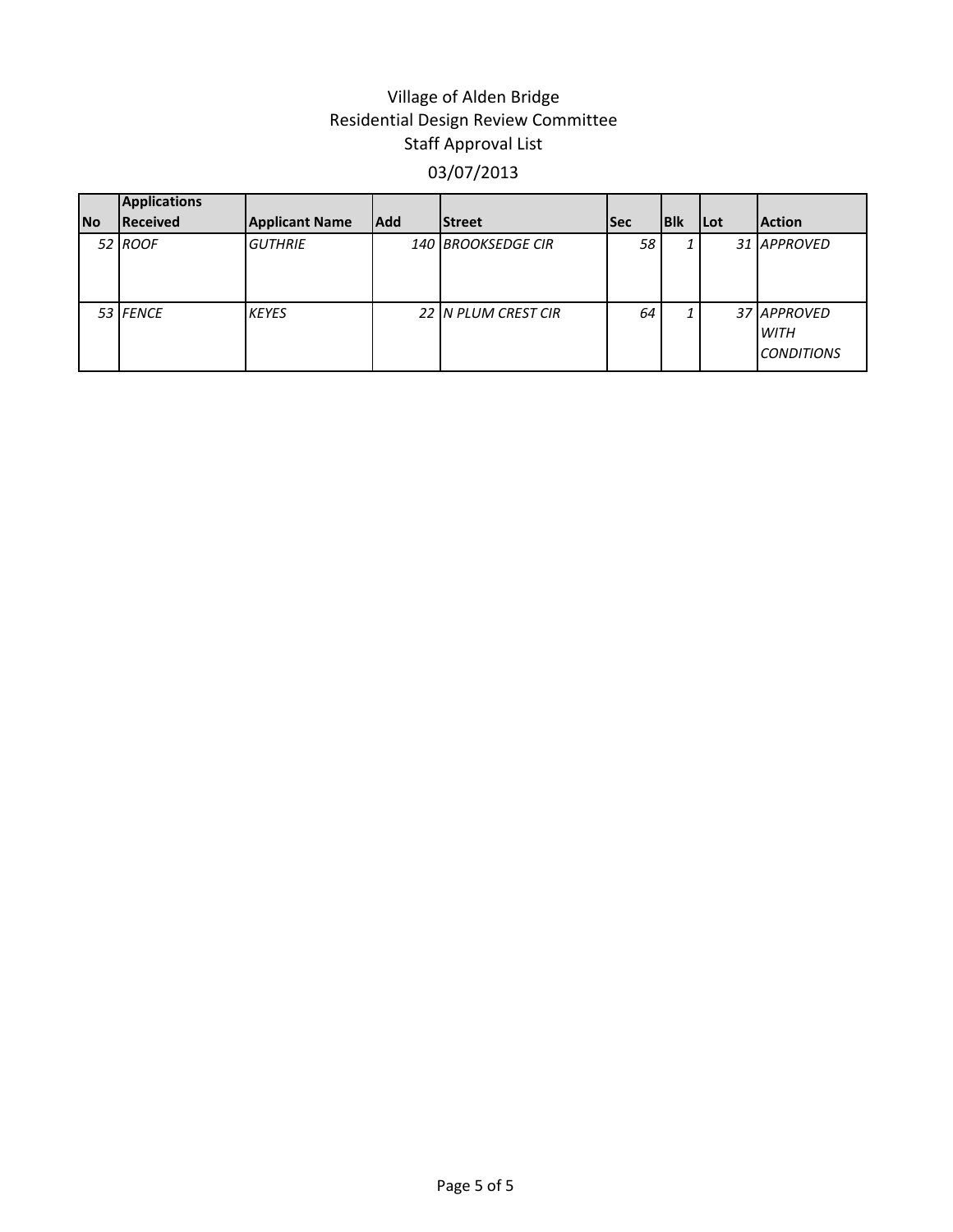# Village of Alden Bridge
## Residential Design Review Committee
## Staff Approval List
## 03/07/2013

| No | Applications Received | Applicant Name | Add | Street | Sec | Blk | Lot | Action |
|---|---|---|---|---|---|---|---|---|
| *52* | *ROOF* | *GUTHRIE* | *140* | *BROOKSEDGE CIR* | *58* | *1* | *31* | *APPROVED* |
| *53* | *FENCE* | *KEYES* | *22* | *N PLUM CREST CIR* | *64* | *1* | *37* | *APPROVED WITH CONDITIONS* |